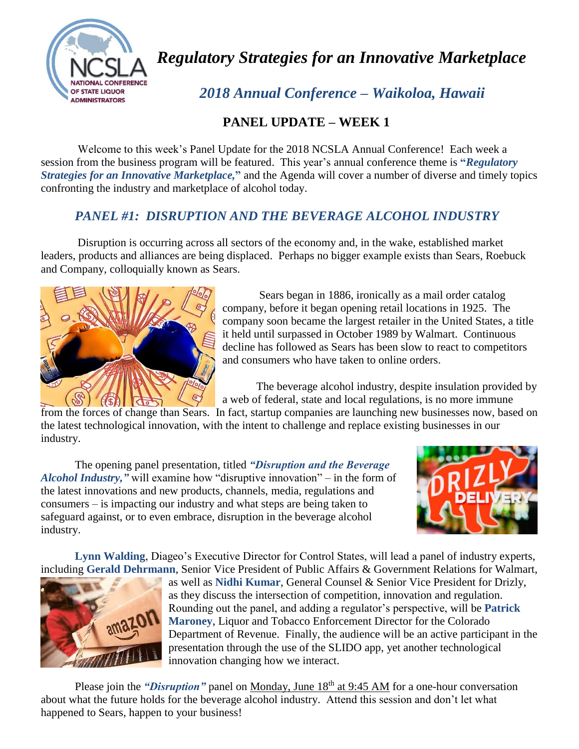# *Regulatory Strategies for an Innovative Marketplace*

## *2018 Annual Conference – Waikoloa, Hawaii*

### PANEL UPDATE – WEEK 1

Welcome to this week's Panel Update for the 2018 NCSLA Annual Conference! Each week a session from the business program will be featured. This year's annual conference theme is "***Regulatory Strategies for an Innovative Marketplace,***" and the Agenda will cover a number of diverse and timely topics confronting the industry and marketplace of alcohol today.

## *PANEL #1: DISRUPTION AND THE BEVERAGE ALCOHOL INDUSTRY*

Disruption is occurring across all sectors of the economy and, in the wake, established market leaders, products and alliances are being displaced. Perhaps no bigger example exists than Sears, Roebuck and Company, colloquially known as Sears.

Sears began in 1886, ironically as a mail order catalog company, before it began opening retail locations in 1925. The company soon became the largest retailer in the United States, a title it held until surpassed in October 1989 by Walmart. Continuous decline has followed as Sears has been slow to react to competitors and consumers who have taken to online orders.

The beverage alcohol industry, despite insulation provided by a web of federal, state and local regulations, is no more immune from the forces of change than Sears. In fact, startup companies are launching new businesses now, based on the latest technological innovation, with the intent to challenge and replace existing businesses in our industry.

The opening panel presentation, titled ***"Disruption and the Beverage Alcohol Industry,"*** will examine how "disruptive innovation" – in the form of the latest innovations and new products, channels, media, regulations and consumers – is impacting our industry and what steps are being taken to safeguard against, or to even embrace, disruption in the beverage alcohol industry.

**Lynn Walding**, Diageo's Executive Director for Control States, will lead a panel of industry experts, including **Gerald Dehrmann**, Senior Vice President of Public Affairs & Government Relations for Walmart, as well as **Nidhi Kumar**, General Counsel & Senior Vice President for Drizly, as they discuss the intersection of competition, innovation and regulation. Rounding out the panel, and adding a regulator's perspective, will be **Patrick Maroney**, Liquor and Tobacco Enforcement Director for the Colorado Department of Revenue. Finally, the audience will be an active participant in the presentation through the use of the SLIDO app, yet another technological innovation changing how we interact.

Please join the ***"Disruption"*** panel on Monday, June 18th at 9:45 AM for a one-hour conversation about what the future holds for the beverage alcohol industry. Attend this session and don't let what happened to Sears, happen to your business!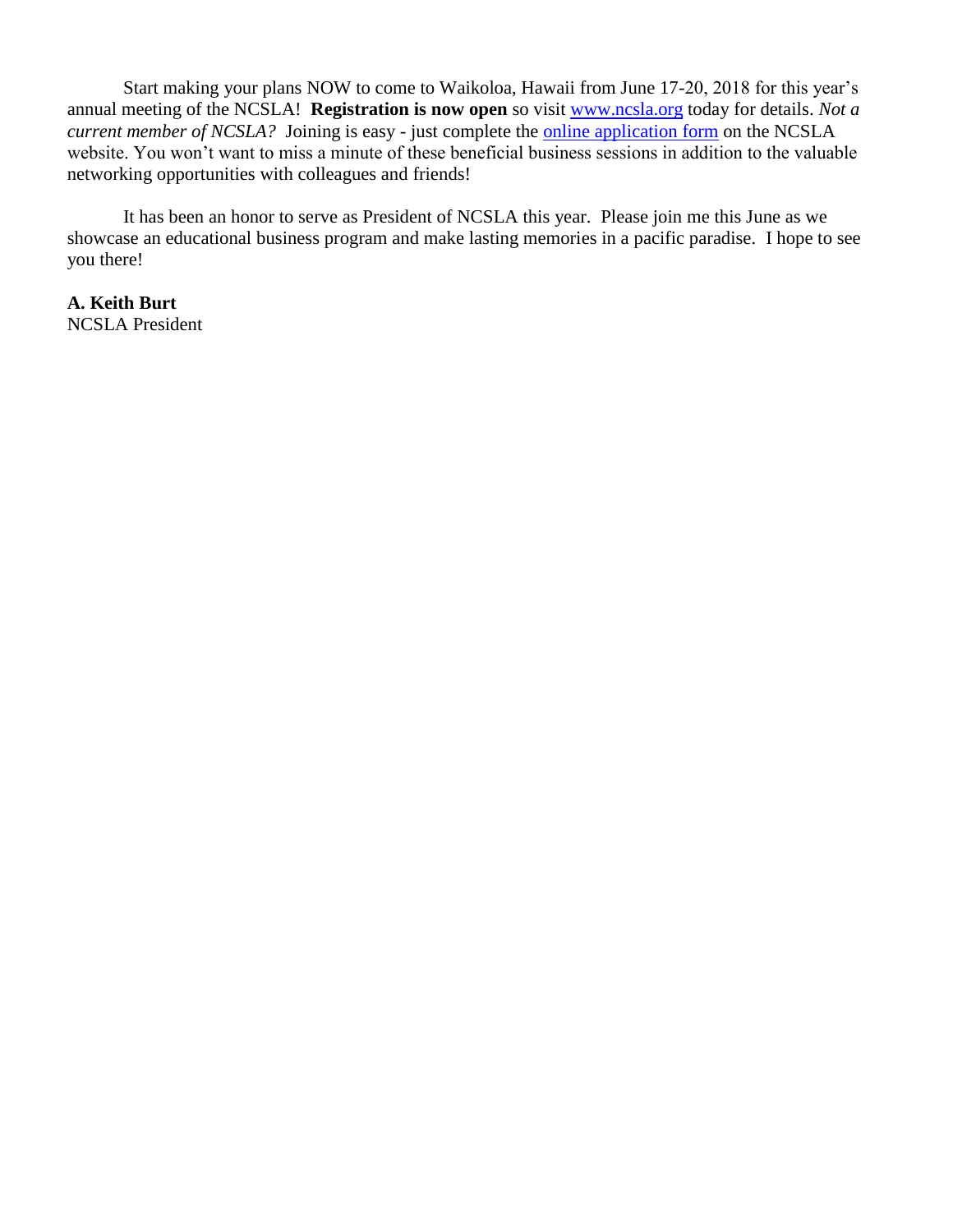Start making your plans NOW to come to Waikoloa, Hawaii from June 17-20, 2018 for this year's annual meeting of the NCSLA! **Registration is now open** so visit [www.ncsla.org](http://www.ncsla.org) today for details. *Not a current member of NCSLA?* Joining is easy - just complete the [online application form]() on the NCSLA website. You won't want to miss a minute of these beneficial business sessions in addition to the valuable networking opportunities with colleagues and friends!

It has been an honor to serve as President of NCSLA this year. Please join me this June as we showcase an educational business program and make lasting memories in a pacific paradise. I hope to see you there!

**A. Keith Burt**
NCSLA President